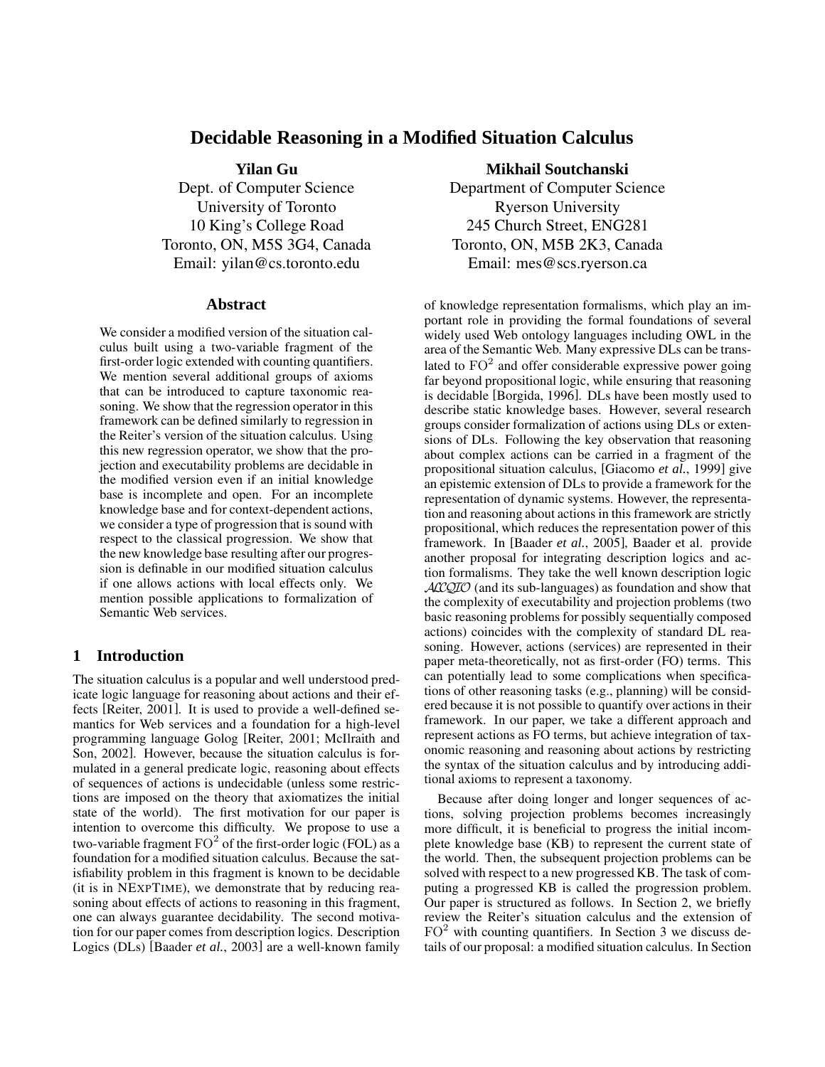# Decidable Reasoning in a Modified Situation Calculus

**Yilan Gu**
Dept. of Computer Science
University of Toronto
10 King's College Road
Toronto, ON, M5S 3G4, Canada
Email: yilan@cs.toronto.edu

**Mikhail Soutchanski**
Department of Computer Science
Ryerson University
245 Church Street, ENG281
Toronto, ON, M5B 2K3, Canada
Email: mes@scs.ryerson.ca

## Abstract

We consider a modified version of the situation calculus built using a two-variable fragment of the first-order logic extended with counting quantifiers. We mention several additional groups of axioms that can be introduced to capture taxonomic reasoning. We show that the regression operator in this framework can be defined similarly to regression in the Reiter's version of the situation calculus. Using this new regression operator, we show that the projection and executability problems are decidable in the modified version even if an initial knowledge base is incomplete and open. For an incomplete knowledge base and for context-dependent actions, we consider a type of progression that is sound with respect to the classical progression. We show that the new knowledge base resulting after our progression is definable in our modified situation calculus if one allows actions with local effects only. We mention possible applications to formalization of Semantic Web services.

## 1 Introduction

The situation calculus is a popular and well understood predicate logic language for reasoning about actions and their effects [Reiter, 2001]. It is used to provide a well-defined semantics for Web services and a foundation for a high-level programming language Golog [Reiter, 2001; McIlraith and Son, 2002]. However, because the situation calculus is formulated in a general predicate logic, reasoning about effects of sequences of actions is undecidable (unless some restrictions are imposed on the theory that axiomatizes the initial state of the world). The first motivation for our paper is intention to overcome this difficulty. We propose to use a two-variable fragment $\mathrm{FO}^2$ of the first-order logic (FOL) as a foundation for a modified situation calculus. Because the satisfiability problem in this fragment is known to be decidable (it is in NEXPTIME), we demonstrate that by reducing reasoning about effects of actions to reasoning in this fragment, one can always guarantee decidability. The second motivation for our paper comes from description logics. Description Logics (DLs) [Baader *et al.*, 2003] are a well-known family of knowledge representation formalisms, which play an important role in providing the formal foundations of several widely used Web ontology languages including OWL in the area of the Semantic Web. Many expressive DLs can be translated to $\mathrm{FO}^2$ and offer considerable expressive power going far beyond propositional logic, while ensuring that reasoning is decidable [Borgida, 1996]. DLs have been mostly used to describe static knowledge bases. However, several research groups consider formalization of actions using DLs or extensions of DLs. Following the key observation that reasoning about complex actions can be carried in a fragment of the propositional situation calculus, [Giacomo *et al.*, 1999] give an epistemic extension of DLs to provide a framework for the representation of dynamic systems. However, the representation and reasoning about actions in this framework are strictly propositional, which reduces the representation power of this framework. In [Baader *et al.*, 2005], Baader et al. provide another proposal for integrating description logics and action formalisms. They take the well known description logic $\mathcal{ALCQIO}$ (and its sub-languages) as foundation and show that the complexity of executability and projection problems (two basic reasoning problems for possibly sequentially composed actions) coincides with the complexity of standard DL reasoning. However, actions (services) are represented in their paper meta-theoretically, not as first-order (FO) terms. This can potentially lead to some complications when specifications of other reasoning tasks (e.g., planning) will be considered because it is not possible to quantify over actions in their framework. In our paper, we take a different approach and represent actions as FO terms, but achieve integration of taxonomic reasoning and reasoning about actions by restricting the syntax of the situation calculus and by introducing additional axioms to represent a taxonomy.

Because after doing longer and longer sequences of actions, solving projection problems becomes increasingly more difficult, it is beneficial to progress the initial incomplete knowledge base (KB) to represent the current state of the world. Then, the subsequent projection problems can be solved with respect to a new progressed KB. The task of computing a progressed KB is called the progression problem. Our paper is structured as follows. In Section 2, we briefly review the Reiter's situation calculus and the extension of $\mathrm{FO}^2$ with counting quantifiers. In Section 3 we discuss details of our proposal: a modified situation calculus. In Section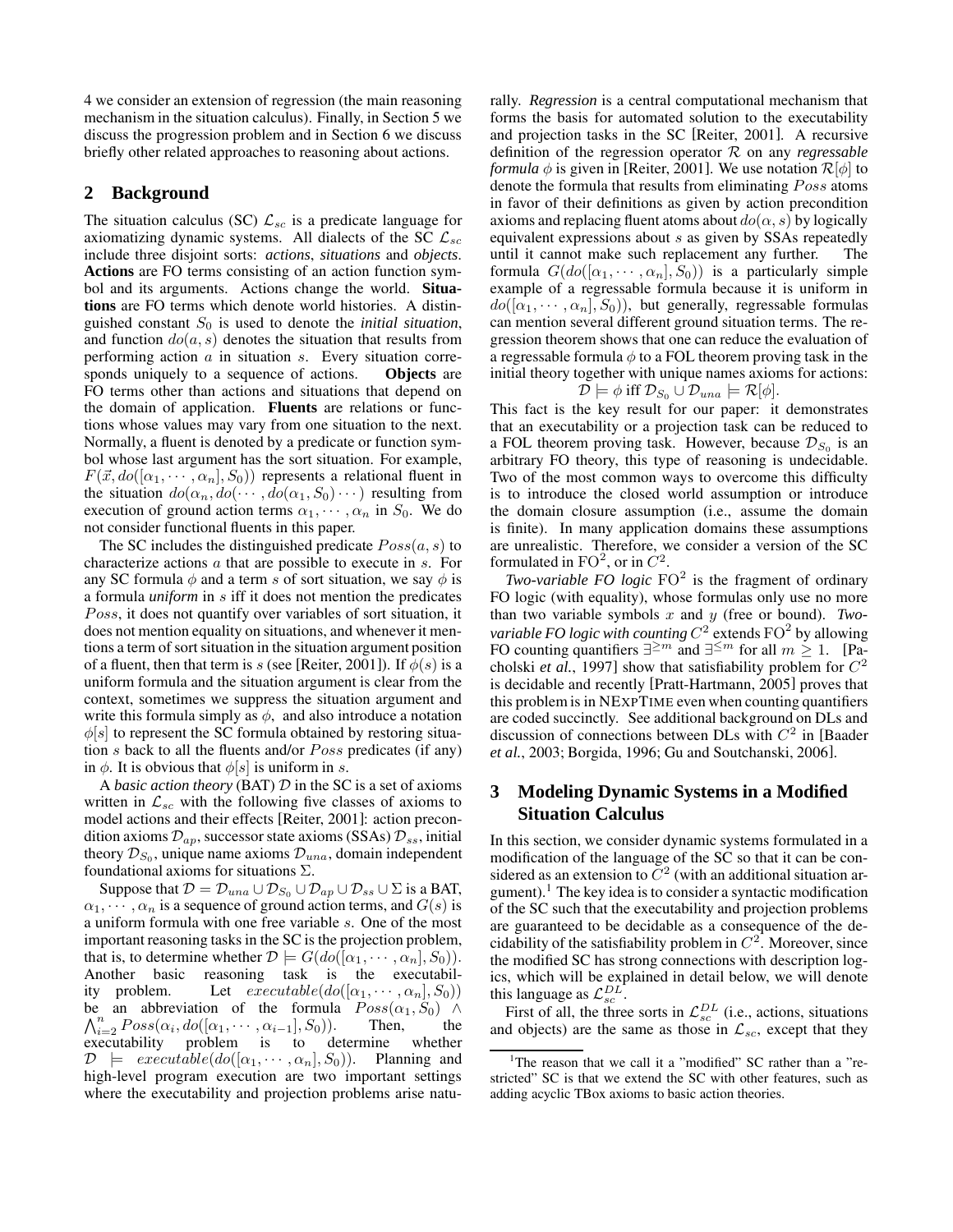4 we consider an extension of regression (the main reasoning mechanism in the situation calculus). Finally, in Section 5 we discuss the progression problem and in Section 6 we discuss briefly other related approaches to reasoning about actions.

## 2 Background

The situation calculus (SC) $\mathcal{L}_{sc}$ is a predicate language for axiomatizing dynamic systems. All dialects of the SC $\mathcal{L}_{sc}$ include three disjoint sorts: *actions*, *situations* and *objects*. **Actions** are FO terms consisting of an action function symbol and its arguments. Actions change the world. **Situations** are FO terms which denote world histories. A distinguished constant $S_0$ is used to denote the *initial situation*, and function $do(a, s)$ denotes the situation that results from performing action $a$ in situation $s$. Every situation corresponds uniquely to a sequence of actions. **Objects** are FO terms other than actions and situations that depend on the domain of application. **Fluents** are relations or functions whose values may vary from one situation to the next. Normally, a fluent is denoted by a predicate or function symbol whose last argument has the sort situation. For example, $F(\vec{x}, do([\alpha_1, \cdots, \alpha_n], S_0))$ represents a relational fluent in the situation $do(\alpha_n, do(\cdots, do(\alpha_1, S_0)\cdots)$ resulting from execution of ground action terms $\alpha_1, \cdots, \alpha_n$ in $S_0$. We do not consider functional fluents in this paper.

The SC includes the distinguished predicate $Poss(a, s)$ to characterize actions $a$ that are possible to execute in $s$. For any SC formula $\phi$ and a term $s$ of sort situation, we say $\phi$ is a formula *uniform* in $s$ iff it does not mention the predicates $Poss$, it does not quantify over variables of sort situation, it does not mention equality on situations, and whenever it mentions a term of sort situation in the situation argument position of a fluent, then that term is $s$ (see [Reiter, 2001]). If $\phi(s)$ is a uniform formula and the situation argument is clear from the context, sometimes we suppress the situation argument and write this formula simply as $\phi$, and also introduce a notation $\phi[s]$ to represent the SC formula obtained by restoring situation $s$ back to all the fluents and/or $Poss$ predicates (if any) in $\phi$. It is obvious that $\phi[s]$ is uniform in $s$.

A *basic action theory* (BAT) $\mathcal{D}$ in the SC is a set of axioms written in $\mathcal{L}_{sc}$ with the following five classes of axioms to model actions and their effects [Reiter, 2001]: action precondition axioms $\mathcal{D}_{ap}$, successor state axioms (SSAs) $\mathcal{D}_{ss}$, initial theory $\mathcal{D}_{S_0}$, unique name axioms $\mathcal{D}_{una}$, domain independent foundational axioms for situations $\Sigma$.

Suppose that $\mathcal{D} = \mathcal{D}_{una} \cup \mathcal{D}_{S_0} \cup \mathcal{D}_{ap} \cup \mathcal{D}_{ss} \cup \Sigma$ is a BAT, $\alpha_1, \cdots, \alpha_n$ is a sequence of ground action terms, and $G(s)$ is a uniform formula with one free variable $s$. One of the most important reasoning tasks in the SC is the projection problem, that is, to determine whether $\mathcal{D} \models G(do([\alpha_1, \cdots, \alpha_n], S_0))$. Another basic reasoning task is the executability problem. Let $executable(do([\alpha_1, \cdots, \alpha_n], S_0))$ be an abbreviation of the formula $Poss(\alpha_1, S_0) \wedge \bigwedge_{i=2}^{n} Poss(\alpha_i, do([\alpha_1, \cdots, \alpha_{i-1}], S_0))$. Then, the executability problem is to determine whether $\mathcal{D} \models executable(do([\alpha_1, \cdots, \alpha_n], S_0))$. Planning and high-level program execution are two important settings where the executability and projection problems arise naturally. *Regression* is a central computational mechanism that forms the basis for automated solution to the executability and projection tasks in the SC [Reiter, 2001]. A recursive definition of the regression operator $\mathcal{R}$ on any *regressable formula* $\phi$ is given in [Reiter, 2001]. We use notation $\mathcal{R}[\phi]$ to denote the formula that results from eliminating $Poss$ atoms in favor of their definitions as given by action precondition axioms and replacing fluent atoms about $do(\alpha, s)$ by logically equivalent expressions about $s$ as given by SSAs repeatedly until it cannot make such replacement any further. The formula $G(do([\alpha_1, \cdots, \alpha_n], S_0))$ is a particularly simple example of a regressable formula because it is uniform in $do([\alpha_1, \cdots, \alpha_n], S_0))$, but generally, regressable formulas can mention several different ground situation terms. The regression theorem shows that one can reduce the evaluation of a regressable formula $\phi$ to a FOL theorem proving task in the initial theory together with unique names axioms for actions:

$$\mathcal{D} \models \phi \text{ iff } \mathcal{D}_{S_0} \cup \mathcal{D}_{una} \models \mathcal{R}[\phi].$$

This fact is the key result for our paper: it demonstrates that an executability or a projection task can be reduced to a FOL theorem proving task. However, because $\mathcal{D}_{S_0}$ is an arbitrary FO theory, this type of reasoning is undecidable. Two of the most common ways to overcome this difficulty is to introduce the closed world assumption or introduce the domain closure assumption (i.e., assume the domain is finite). In many application domains these assumptions are unrealistic. Therefore, we consider a version of the SC formulated in $\mathrm{FO}^2$, or in $C^2$.

*Two-variable FO logic* $\mathrm{FO}^2$ is the fragment of ordinary FO logic (with equality), whose formulas only use no more than two variable symbols $x$ and $y$ (free or bound). *Two-variable FO logic with counting* $C^2$ extends $\mathrm{FO}^2$ by allowing FO counting quantifiers $\exists^{\geq m}$ and $\exists^{\leq m}$ for all $m \geq 1$. [Pacholski *et al.*, 1997] show that satisfiability problem for $C^2$ is decidable and recently [Pratt-Hartmann, 2005] proves that this problem is in NEXPTIME even when counting quantifiers are coded succinctly. See additional background on DLs and discussion of connections between DLs with $C^2$ in [Baader *et al.*, 2003; Borgida, 1996; Gu and Soutchanski, 2006].

## 3 Modeling Dynamic Systems in a Modified Situation Calculus

In this section, we consider dynamic systems formulated in a modification of the language of the SC so that it can be considered as an extension to $C^2$ (with an additional situation argument).[1] The key idea is to consider a syntactic modification of the SC such that the executability and projection problems are guaranteed to be decidable as a consequence of the decidability of the satisfiability problem in $C^2$. Moreover, since the modified SC has strong connections with description logics, which will be explained in detail below, we will denote this language as $\mathcal{L}_{sc}^{DL}$.

First of all, the three sorts in $\mathcal{L}_{sc}^{DL}$ (i.e., actions, situations and objects) are the same as those in $\mathcal{L}_{sc}$, except that they

[1] The reason that we call it a "modified" SC rather than a "restricted" SC is that we extend the SC with other features, such as adding acyclic TBox axioms to basic action theories.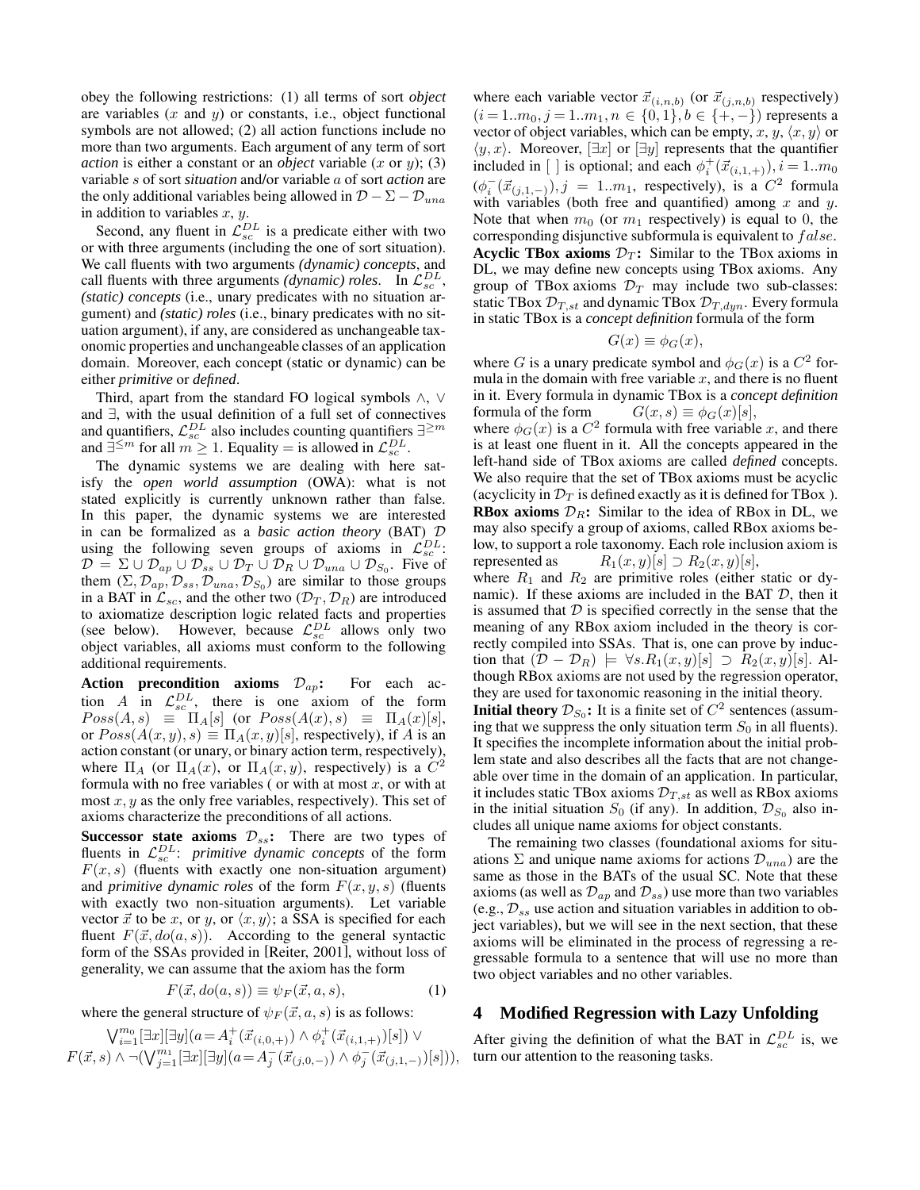obey the following restrictions: (1) all terms of sort *object* are variables ($x$ and $y$) or constants, i.e., object functional symbols are not allowed; (2) all action functions include no more than two arguments. Each argument of any term of sort *action* is either a constant or an *object* variable ($x$ or $y$); (3) variable $s$ of sort *situation* and/or variable $a$ of sort *action* are the only additional variables being allowed in $\mathcal{D} - \Sigma - \mathcal{D}_{una}$ in addition to variables $x, y$.

Second, any fluent in $\mathcal{L}_{sc}^{DL}$ is a predicate either with two or with three arguments (including the one of sort situation). We call fluents with two arguments *(dynamic) concepts*, and call fluents with three arguments *(dynamic) roles*. In $\mathcal{L}_{sc}^{DL}$, *(static) concepts* (i.e., unary predicates with no situation argument) and *(static) roles* (i.e., binary predicates with no situation argument), if any, are considered as unchangeable taxonomic properties and unchangeable classes of an application domain. Moreover, each concept (static or dynamic) can be either *primitive* or *defined*.

Third, apart from the standard FO logical symbols $\wedge$, $\vee$ and $\exists$, with the usual definition of a full set of connectives and quantifiers, $\mathcal{L}_{sc}^{DL}$ also includes counting quantifiers $\exists^{\geq m}$ and $\exists^{\leq m}$ for all $m \geq 1$. Equality $=$ is allowed in $\mathcal{L}_{sc}^{DL}$.

The dynamic systems we are dealing with here satisfy the *open world assumption* (OWA): what is not stated explicitly is currently unknown rather than false. In this paper, the dynamic systems we are interested in can be formalized as a *basic action theory* (BAT) $\mathcal{D}$ using the following seven groups of axioms in $\mathcal{L}_{sc}^{DL}$: $\mathcal{D} = \Sigma \cup \mathcal{D}_{ap} \cup \mathcal{D}_{ss} \cup \mathcal{D}_T \cup \mathcal{D}_R \cup \mathcal{D}_{una} \cup \mathcal{D}_{S_0}$. Five of them $(\Sigma, \mathcal{D}_{ap}, \mathcal{D}_{ss}, \mathcal{D}_{una}, \mathcal{D}_{S_0})$ are similar to those groups in a BAT in $\mathcal{L}_{sc}$, and the other two $(\mathcal{D}_T, \mathcal{D}_R)$ are introduced to axiomatize description logic related facts and properties (see below). However, because $\mathcal{L}_{sc}^{DL}$ allows only two object variables, all axioms must conform to the following additional requirements.

**Action precondition axioms $\mathcal{D}_{ap}$:** For each action $A$ in $\mathcal{L}_{sc}^{DL}$, there is one axiom of the form $Poss(A, s) \equiv \Pi_A[s]$ (or $Poss(A(x), s) \equiv \Pi_A(x)[s]$, or $Poss(A(x, y), s) \equiv \Pi_A(x, y)[s]$, respectively), if $A$ is an action constant (or unary, or binary action term, respectively), where $\Pi_A$ (or $\Pi_A(x)$, or $\Pi_A(x, y)$, respectively) is a $C^2$ formula with no free variables ( or with at most $x$, or with at most $x, y$ as the only free variables, respectively). This set of axioms characterize the preconditions of all actions.

**Successor state axioms $\mathcal{D}_{ss}$:** There are two types of fluents in $\mathcal{L}_{sc}^{DL}$: *primitive dynamic concepts* of the form $F(x, s)$ (fluents with exactly one non-situation argument) and *primitive dynamic roles* of the form $F(x, y, s)$ (fluents with exactly two non-situation arguments). Let variable vector $\vec{x}$ to be $x$, or $y$, or $\langle x, y\rangle$; a SSA is specified for each fluent $F(\vec{x}, do(a, s))$. According to the general syntactic form of the SSAs provided in [Reiter, 2001], without loss of generality, we can assume that the axiom has the form

$$F(\vec{x}, do(a, s)) \equiv \psi_F(\vec{x}, a, s), \tag{1}$$

where the general structure of $\psi_F(\vec{x}, a, s)$ is as follows:

$$\bigvee_{i=1}^{m_0}[\exists x][\exists y](a = A_i^+(\vec{x}_{(i,0,+)}) \wedge \phi_i^+(\vec{x}_{(i,1,+)})[s]) \vee$$
$$F(\vec{x}, s) \wedge \neg(\bigvee_{j=1}^{m_1}[\exists x][\exists y](a = A_j^-(\vec{x}_{(j,0,-)}) \wedge \phi_j^-(\vec{x}_{(j,1,-)})[s])),$$

where each variable vector $\vec{x}_{(i,n,b)}$ (or $\vec{x}_{(j,n,b)}$ respectively) $(i = 1..m_0, j = 1..m_1, n \in \{0, 1\}, b \in \{+, -\})$ represents a vector of object variables, which can be empty, $x$, $y$, $\langle x, y\rangle$ or $\langle y, x\rangle$. Moreover, $[\exists x]$ or $[\exists y]$ represents that the quantifier included in [ ] is optional; and each $\phi_i^+(\vec{x}_{(i,1,+)}), i = 1..m_0$ $(\phi_i^-(\vec{x}_{(j,1,-)}), j = 1..m_1$, respectively), is a $C^2$ formula with variables (both free and quantified) among $x$ and $y$. Note that when $m_0$ (or $m_1$ respectively) is equal to 0, the corresponding disjunctive subformula is equivalent to $false$.

**Acyclic TBox axioms $\mathcal{D}_T$:** Similar to the TBox axioms in DL, we may define new concepts using TBox axioms. Any group of TBox axioms $\mathcal{D}_T$ may include two sub-classes: static TBox $\mathcal{D}_{T,st}$ and dynamic TBox $\mathcal{D}_{T,dyn}$. Every formula in static TBox is a *concept definition* formula of the form

$$G(x) \equiv \phi_G(x),$$

where $G$ is a unary predicate symbol and $\phi_G(x)$ is a $C^2$ formula in the domain with free variable $x$, and there is no fluent in it. Every formula in dynamic TBox is a *concept definition* formula of the form $\quad G(x, s) \equiv \phi_G(x)[s]$,
where $\phi_G(x)$ is a $C^2$ formula with free variable $x$, and there is at least one fluent in it. All the concepts appeared in the left-hand side of TBox axioms are called *defined* concepts. We also require that the set of TBox axioms must be acyclic (acyclicity in $\mathcal{D}_T$ is defined exactly as it is defined for TBox ).

**RBox axioms $\mathcal{D}_R$:** Similar to the idea of RBox in DL, we may also specify a group of axioms, called RBox axioms below, to support a role taxonomy. Each role inclusion axiom is represented as $\quad R_1(x, y)[s] \supset R_2(x, y)[s]$,
where $R_1$ and $R_2$ are primitive roles (either static or dynamic). If these axioms are included in the BAT $\mathcal{D}$, then it is assumed that $\mathcal{D}$ is specified correctly in the sense that the meaning of any RBox axiom included in the theory is correctly compiled into SSAs. That is, one can prove by induction that $(\mathcal{D} - \mathcal{D}_R) \models \forall s. R_1(x, y)[s] \supset R_2(x, y)[s]$. Although RBox axioms are not used by the regression operator, they are used for taxonomic reasoning in the initial theory.

**Initial theory $\mathcal{D}_{S_0}$:** It is a finite set of $C^2$ sentences (assuming that we suppress the only situation term $S_0$ in all fluents). It specifies the incomplete information about the initial problem state and also describes all the facts that are not changeable over time in the domain of an application. In particular, it includes static TBox axioms $\mathcal{D}_{T,st}$ as well as RBox axioms in the initial situation $S_0$ (if any). In addition, $\mathcal{D}_{S_0}$ also includes all unique name axioms for object constants.

The remaining two classes (foundational axioms for situations $\Sigma$ and unique name axioms for actions $\mathcal{D}_{una}$) are the same as those in the BATs of the usual SC. Note that these axioms (as well as $\mathcal{D}_{ap}$ and $\mathcal{D}_{ss}$) use more than two variables (e.g., $\mathcal{D}_{ss}$ use action and situation variables in addition to object variables), but we will see in the next section, that these axioms will be eliminated in the process of regressing a regressable formula to a sentence that will use no more than two object variables and no other variables.

## 4 Modified Regression with Lazy Unfolding

After giving the definition of what the BAT in $\mathcal{L}_{sc}^{DL}$ is, we turn our attention to the reasoning tasks.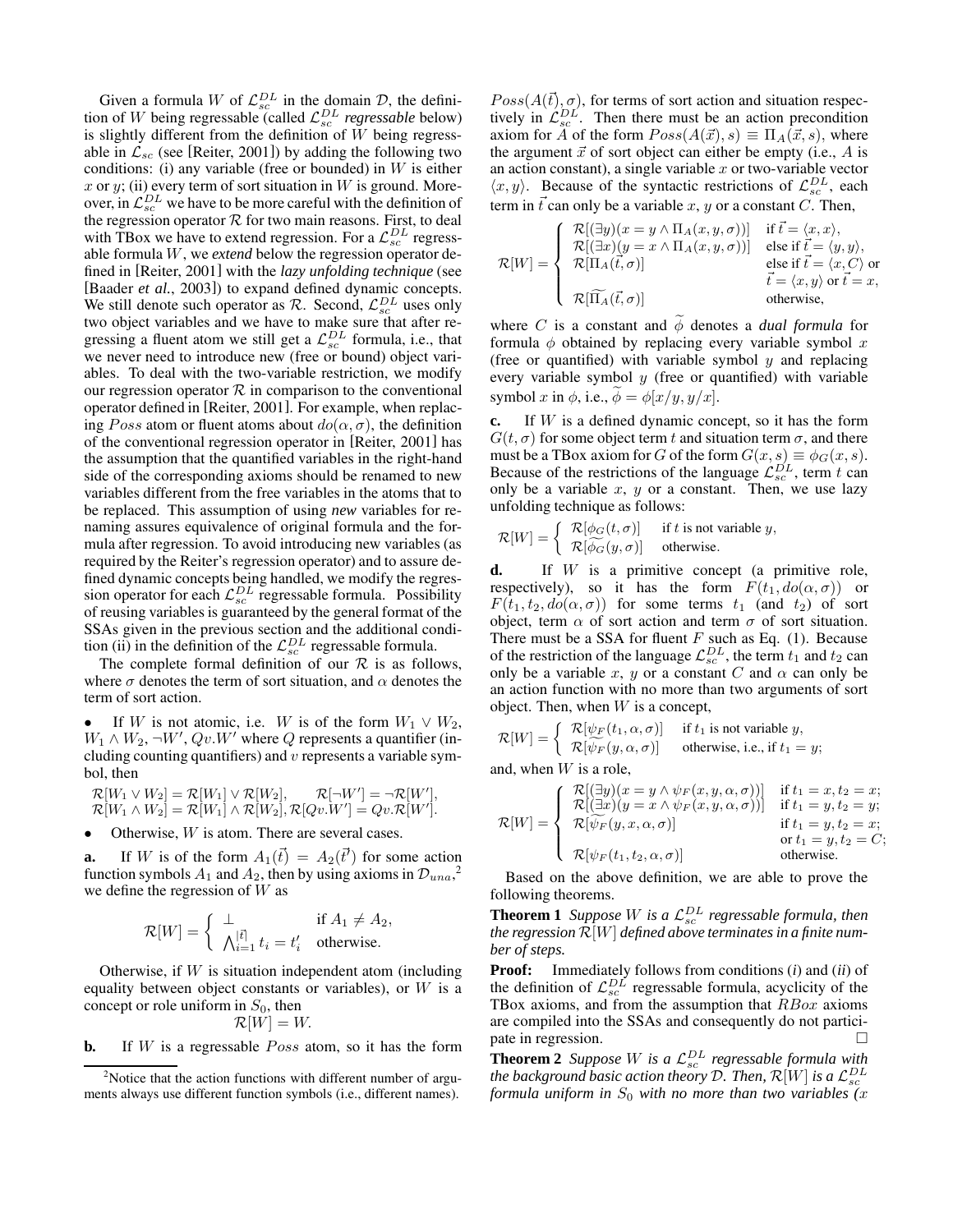Given a formula $W$ of $\mathcal{L}_{sc}^{DL}$ in the domain $\mathcal{D}$, the definition of $W$ being regressable (called $\mathcal{L}_{sc}^{DL}$ *regressable* below) is slightly different from the definition of $W$ being regressable in $\mathcal{L}_{sc}$ (see [Reiter, 2001]) by adding the following two conditions: (i) any variable (free or bounded) in $W$ is either $x$ or $y$; (ii) every term of sort situation in $W$ is ground. Moreover, in $\mathcal{L}_{sc}^{DL}$ we have to be more careful with the definition of the regression operator $\mathcal{R}$ for two main reasons. First, to deal with TBox we have to extend regression. For a $\mathcal{L}_{sc}^{DL}$ regressable formula $W$, we *extend* below the regression operator defined in [Reiter, 2001] with the *lazy unfolding technique* (see [Baader *et al.*, 2003]) to expand defined dynamic concepts. We still denote such operator as $\mathcal{R}$. Second, $\mathcal{L}_{sc}^{DL}$ uses only two object variables and we have to make sure that after regressing a fluent atom we still get a $\mathcal{L}_{sc}^{DL}$ formula, i.e., that we never need to introduce new (free or bound) object variables. To deal with the two-variable restriction, we modify our regression operator $\mathcal{R}$ in comparison to the conventional operator defined in [Reiter, 2001]. For example, when replacing $Poss$ atom or fluent atoms about $do(\alpha, \sigma)$, the definition of the conventional regression operator in [Reiter, 2001] has the assumption that the quantified variables in the right-hand side of the corresponding axioms should be renamed to new variables different from the free variables in the atoms that to be replaced. This assumption of using *new* variables for renaming assures equivalence of original formula and the formula after regression. To avoid introducing new variables (as required by the Reiter's regression operator) and to assure defined dynamic concepts being handled, we modify the regression operator for each $\mathcal{L}_{sc}^{DL}$ regressable formula. Possibility of reusing variables is guaranteed by the general format of the SSAs given in the previous section and the additional condition (ii) in the definition of the $\mathcal{L}_{sc}^{DL}$ regressable formula.

The complete formal definition of our $\mathcal{R}$ is as follows, where $\sigma$ denotes the term of sort situation, and $\alpha$ denotes the term of sort action.

- If $W$ is not atomic, i.e. $W$ is of the form $W_1 \vee W_2$, $W_1 \wedge W_2$, $\neg W'$, $Qv.W'$ where $Q$ represents a quantifier (including counting quantifiers) and $v$ represents a variable symbol, then

$$\mathcal{R}[W_1 \vee W_2] = \mathcal{R}[W_1] \vee \mathcal{R}[W_2], \qquad \mathcal{R}[\neg W'] = \neg\mathcal{R}[W'],$$
$$\mathcal{R}[W_1 \wedge W_2] = \mathcal{R}[W_1] \wedge \mathcal{R}[W_2], \mathcal{R}[Qv.W'] = Qv.\mathcal{R}[W'].$$

- Otherwise, $W$ is atom. There are several cases.

**a.** If $W$ is of the form $A_1(\vec{t}) = A_2(\vec{t'})$ for some action function symbols $A_1$ and $A_2$, then by using axioms in $\mathcal{D}_{una}$,[2] we define the regression of $W$ as

$$\mathcal{R}[W] = \begin{cases} \bot & \text{if } A_1 \neq A_2, \\ \bigwedge_{i=1}^{|\vec{t}|} t_i = t'_i & \text{otherwise.} \end{cases}$$

Otherwise, if $W$ is situation independent atom (including equality between object constants or variables), or $W$ is a concept or role uniform in $S_0$, then

$$\mathcal{R}[W] = W.$$

**b.** If $W$ is a regressable $Poss$ atom, so it has the form $Poss(A(\vec{t}), \sigma)$, for terms of sort action and situation respectively in $\mathcal{L}_{sc}^{DL}$. Then there must be an action precondition axiom for $A$ of the form $Poss(A(\vec{x}), s) \equiv \Pi_A(\vec{x}, s)$, where the argument $\vec{x}$ of sort object can either be empty (i.e., $A$ is an action constant), a single variable $x$ or two-variable vector $\langle x, y\rangle$. Because of the syntactic restrictions of $\mathcal{L}_{sc}^{DL}$, each term in $\vec{t}$ can only be a variable $x$, $y$ or a constant $C$. Then,

$$\mathcal{R}[W] = \begin{cases} \mathcal{R}[(\exists y)(x = y \wedge \Pi_A(x, y, \sigma))] & \text{if } \vec{t} = \langle x, x\rangle, \\ \mathcal{R}[(\exists x)(y = x \wedge \Pi_A(x, y, \sigma))] & \text{else if } \vec{t} = \langle y, y\rangle, \\ \mathcal{R}[\Pi_A(\vec{t}, \sigma)] & \text{else if } \vec{t} = \langle x, C\rangle \text{ or} \\ & \vec{t} = \langle x, y\rangle \text{ or } \vec{t} = x, \\ \mathcal{R}[\widetilde{\Pi_A}(\vec{t}, \sigma)] & \text{otherwise,} \end{cases}$$

where $C$ is a constant and $\widetilde{\phi}$ denotes a *dual formula* for formula $\phi$ obtained by replacing every variable symbol $x$ (free or quantified) with variable symbol $y$ and replacing every variable symbol $y$ (free or quantified) with variable symbol $x$ in $\phi$, i.e., $\widetilde{\phi} = \phi[x/y, y/x]$.

**c.** If $W$ is a defined dynamic concept, so it has the form $G(t, \sigma)$ for some object term $t$ and situation term $\sigma$, and there must be a TBox axiom for $G$ of the form $G(x, s) \equiv \phi_G(x, s)$. Because of the restrictions of the language $\mathcal{L}_{sc}^{DL}$, term $t$ can only be a variable $x$, $y$ or a constant. Then, we use lazy unfolding technique as follows:

$$\mathcal{R}[W] = \begin{cases} \mathcal{R}[\phi_G(t, \sigma)] & \text{if } t \text{ is not variable } y, \\ \mathcal{R}[\widetilde{\phi_G}(y, \sigma)] & \text{otherwise.} \end{cases}$$

**d.** If $W$ is a primitive concept (a primitive role, respectively), so it has the form $F(t_1, do(\alpha, \sigma))$ or $F(t_1, t_2, do(\alpha, \sigma))$ for some terms $t_1$ (and $t_2$) of sort object, term $\alpha$ of sort action and term $\sigma$ of sort situation. There must be a SSA for fluent $F$ such as Eq. (1). Because of the restriction of the language $\mathcal{L}_{sc}^{DL}$, the term $t_1$ and $t_2$ can only be a variable $x$, $y$ or a constant $C$ and $\alpha$ can only be an action function with no more than two arguments of sort object. Then, when $W$ is a concept,

$$\mathcal{R}[W] = \begin{cases} \mathcal{R}[\psi_F(t_1, \alpha, \sigma)] & \text{if } t_1 \text{ is not variable } y, \\ \mathcal{R}[\widetilde{\psi_F}(y, \alpha, \sigma)] & \text{otherwise, i.e., if } t_1 = y; \end{cases}$$

and, when $W$ is a role,

$$\mathcal{R}[W] = \begin{cases} \mathcal{R}[(\exists y)(x = y \wedge \psi_F(x, y, \alpha, \sigma))] & \text{if } t_1 = x, t_2 = x; \\ \mathcal{R}[(\exists x)(y = x \wedge \psi_F(x, y, \alpha, \sigma))] & \text{if } t_1 = y, t_2 = y; \\ \mathcal{R}[\widetilde{\psi_F}(y, x, \alpha, \sigma)] & \text{if } t_1 = y, t_2 = x; \\ & \text{or } t_1 = y, t_2 = C; \\ \mathcal{R}[\psi_F(t_1, t_2, \alpha, \sigma)] & \text{otherwise.} \end{cases}$$

Based on the above definition, we are able to prove the following theorems.

**Theorem 1** *Suppose $W$ is a $\mathcal{L}_{sc}^{DL}$ regressable formula, then the regression $\mathcal{R}[W]$ defined above terminates in a finite number of steps.*

**Proof:** Immediately follows from conditions (*i*) and (*ii*) of the definition of $\mathcal{L}_{sc}^{DL}$ regressable formula, acyclicity of the TBox axioms, and from the assumption that $RBox$ axioms are compiled into the SSAs and consequently do not participate in regression. $\square$

**Theorem 2** *Suppose $W$ is a $\mathcal{L}_{sc}^{DL}$ regressable formula with the background basic action theory $\mathcal{D}$. Then, $\mathcal{R}[W]$ is a $\mathcal{L}_{sc}^{DL}$ formula uniform in $S_0$ with no more than two variables ($x$*

[2] Notice that the action functions with different number of arguments always use different function symbols (i.e., different names).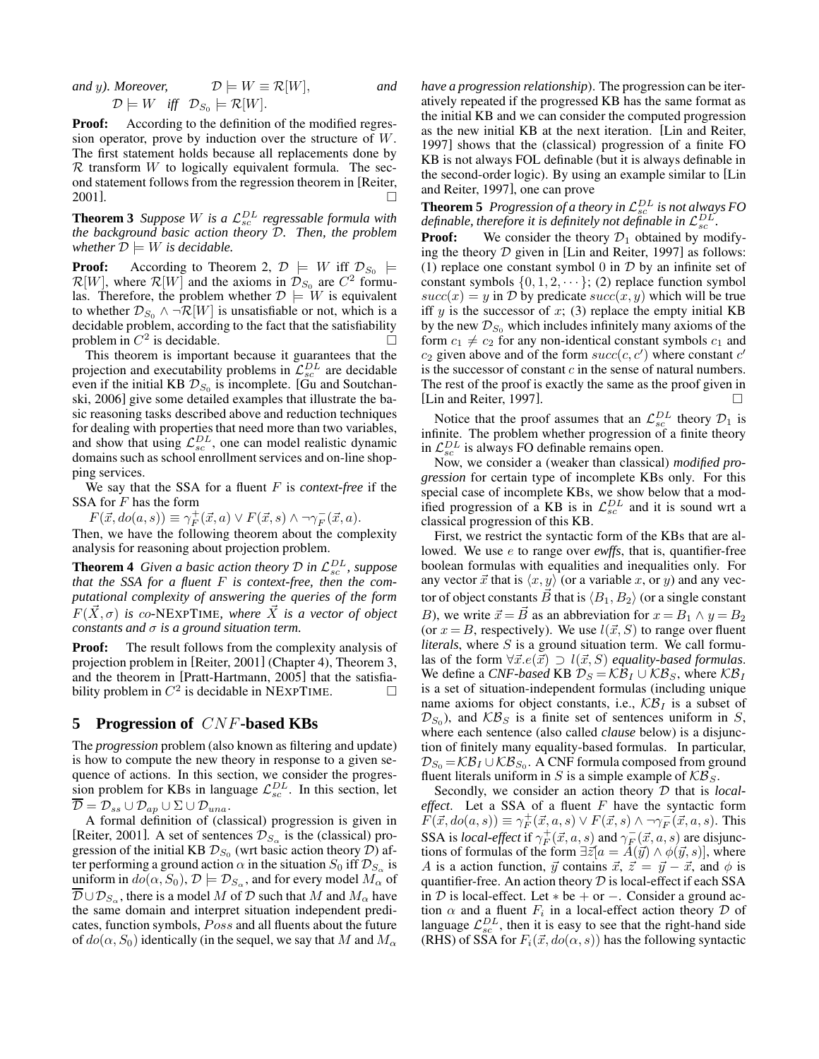*and y). Moreover,* $\mathcal{D} \models W \equiv \mathcal{R}[W]$, *and* $\mathcal{D} \models W$ *iff* $\mathcal{D}_{S_0} \models \mathcal{R}[W]$.

**Proof:** According to the definition of the modified regression operator, prove by induction over the structure of $W$. The first statement holds because all replacements done by $\mathcal{R}$ transform $W$ to logically equivalent formula. The second statement follows from the regression theorem in [Reiter, 2001]. □

**Theorem 3** *Suppose* $W$ *is a* $\mathcal{L}_{sc}^{DL}$ *regressable formula with the background basic action theory* $\mathcal{D}$. *Then, the problem whether* $\mathcal{D} \models W$ *is decidable.*

**Proof:** According to Theorem 2, $\mathcal{D} \models W$ iff $\mathcal{D}_{S_0} \models \mathcal{R}[W]$, where $\mathcal{R}[W]$ and the axioms in $\mathcal{D}_{S_0}$ are $C^2$ formulas. Therefore, the problem whether $\mathcal{D} \models W$ is equivalent to whether $\mathcal{D}_{S_0} \wedge \neg\mathcal{R}[W]$ is unsatisfiable or not, which is a decidable problem, according to the fact that the satisfiability problem in $C^2$ is decidable. □

This theorem is important because it guarantees that the projection and executability problems in $\mathcal{L}_{sc}^{DL}$ are decidable even if the initial KB $\mathcal{D}_{S_0}$ is incomplete. [Gu and Soutchanski, 2006] give some detailed examples that illustrate the basic reasoning tasks described above and reduction techniques for dealing with properties that need more than two variables, and show that using $\mathcal{L}_{sc}^{DL}$, one can model realistic dynamic domains such as school enrollment services and on-line shopping services.

We say that the SSA for a fluent $F$ is *context-free* if the SSA for $F$ has the form

$F(\vec{x}, do(a, s)) \equiv \gamma_F^+(\vec{x}, a) \vee F(\vec{x}, s) \wedge \neg\gamma_F^-(\vec{x}, a)$.

Then, we have the following theorem about the complexity analysis for reasoning about projection problem.

**Theorem 4** *Given a basic action theory* $\mathcal{D}$ *in* $\mathcal{L}_{sc}^{DL}$, *suppose that the SSA for a fluent* $F$ *is context-free, then the computational complexity of answering the queries of the form* $F(\vec{X}, \sigma)$ *is co-*NEXPTIME, *where* $\vec{X}$ *is a vector of object constants and* $\sigma$ *is a ground situation term.*

**Proof:** The result follows from the complexity analysis of projection problem in [Reiter, 2001] (Chapter 4), Theorem 3, and the theorem in [Pratt-Hartmann, 2005] that the satisfiability problem in $C^2$ is decidable in NEXPTIME. □

## 5 Progression of $CNF$-based KBs

The *progression* problem (also known as filtering and update) is how to compute the new theory in response to a given sequence of actions. In this section, we consider the progression problem for KBs in language $\mathcal{L}_{sc}^{DL}$. In this section, let $\overline{\mathcal{D}} = \mathcal{D}_{ss} \cup \mathcal{D}_{ap} \cup \Sigma \cup \mathcal{D}_{una}$.

A formal definition of (classical) progression is given in [Reiter, 2001]. A set of sentences $\mathcal{D}_{S_\alpha}$ is the (classical) progression of the initial KB $\mathcal{D}_{S_0}$ (wrt basic action theory $\mathcal{D}$) after performing a ground action $\alpha$ in the situation $S_0$ iff $\mathcal{D}_{S_\alpha}$ is uniform in $do(\alpha, S_0)$, $\mathcal{D} \models \mathcal{D}_{S_\alpha}$, and for every model $M_\alpha$ of $\overline{\mathcal{D}} \cup \mathcal{D}_{S_\alpha}$, there is a model $M$ of $\mathcal{D}$ such that $M$ and $M_\alpha$ have the same domain and interpret situation independent predicates, function symbols, $Poss$ and all fluents about the future of $do(\alpha, S_0)$ identically (in the sequel, we say that $M$ and $M_\alpha$ *have a progression relationship*). The progression can be iteratively repeated if the progressed KB has the same format as the initial KB and we can consider the computed progression as the new initial KB at the next iteration. [Lin and Reiter, 1997] shows that the (classical) progression of a finite FO KB is not always FOL definable (but it is always definable in the second-order logic). By using an example similar to [Lin and Reiter, 1997], one can prove

**Theorem 5** *Progression of a theory in* $\mathcal{L}_{sc}^{DL}$ *is not always FO definable, therefore it is definitely not definable in* $\mathcal{L}_{sc}^{DL}$.

**Proof:** We consider the theory $\mathcal{D}_1$ obtained by modifying the theory $\mathcal{D}$ given in [Lin and Reiter, 1997] as follows: (1) replace one constant symbol 0 in $\mathcal{D}$ by an infinite set of constant symbols $\{0, 1, 2, \cdots\}$; (2) replace function symbol $succ(x) = y$ in $\mathcal{D}$ by predicate $succ(x, y)$ which will be true iff $y$ is the successor of $x$; (3) replace the empty initial KB by the new $\mathcal{D}_{S_0}$ which includes infinitely many axioms of the form $c_1 \neq c_2$ for any non-identical constant symbols $c_1$ and $c_2$ given above and of the form $succ(c, c')$ where constant $c'$ is the successor of constant $c$ in the sense of natural numbers. The rest of the proof is exactly the same as the proof given in [Lin and Reiter, 1997]. □

Notice that the proof assumes that an $\mathcal{L}_{sc}^{DL}$ theory $\mathcal{D}_1$ is infinite. The problem whether progression of a finite theory in $\mathcal{L}_{sc}^{DL}$ is always FO definable remains open.

Now, we consider a (weaker than classical) *modified progression* for certain type of incomplete KBs only. For this special case of incomplete KBs, we show below that a modified progression of a KB is in $\mathcal{L}_{sc}^{DL}$ and it is sound wrt a classical progression of this KB.

First, we restrict the syntactic form of the KBs that are allowed. We use $e$ to range over *ewffs*, that is, quantifier-free boolean formulas with equalities and inequalities only. For any vector $\vec{x}$ that is $\langle x, y \rangle$ (or a variable $x$, or $y$) and any vector of object constants $\vec{B}$ that is $\langle B_1, B_2 \rangle$ (or a single constant $B$), we write $\vec{x} = \vec{B}$ as an abbreviation for $x = B_1 \wedge y = B_2$ (or $x = B$, respectively). We use $l(\vec{x}, S)$ to range over fluent *literals*, where $S$ is a ground situation term. We call formulas of the form $\forall \vec{x}. e(\vec{x}) \supset l(\vec{x}, S)$ *equality-based formulas*. We define a *CNF-based* KB $\mathcal{D}_S = \mathcal{KB}_I \cup \mathcal{KB}_S$, where $\mathcal{KB}_I$ is a set of situation-independent formulas (including unique name axioms for object constants, i.e., $\mathcal{KB}_I$ is a subset of $\mathcal{D}_{S_0}$), and $\mathcal{KB}_S$ is a finite set of sentences uniform in $S$, where each sentence (also called *clause* below) is a disjunction of finitely many equality-based formulas. In particular, $\mathcal{D}_{S_0} = \mathcal{KB}_I \cup \mathcal{KB}_{S_0}$. A CNF formula composed from ground fluent literals uniform in $S$ is a simple example of $\mathcal{KB}_S$.

Secondly, we consider an action theory $\mathcal{D}$ that is *local-effect*. Let a SSA of a fluent $F$ have the syntactic form $F(\vec{x}, do(a, s)) \equiv \gamma_F^+(\vec{x}, a, s) \vee F(\vec{x}, s) \wedge \neg\gamma_F^-(\vec{x}, a, s)$. This SSA is *local-effect* if $\gamma_F^+(\vec{x}, a, s)$ and $\gamma_F^-(\vec{x}, a, s)$ are disjunctions of formulas of the form $\exists \vec{z}[a = A(\vec{y}) \wedge \phi(\vec{y}, s)]$, where $A$ is a action function, $\vec{y}$ contains $\vec{x}$, $\vec{z} = \vec{y} - \vec{x}$, and $\phi$ is quantifier-free. An action theory $\mathcal{D}$ is local-effect if each SSA in $\mathcal{D}$ is local-effect. Let $*$ be $+$ or $-$. Consider a ground action $\alpha$ and a fluent $F_i$ in a local-effect action theory $\mathcal{D}$ of language $\mathcal{L}_{sc}^{DL}$, then it is easy to see that the right-hand side (RHS) of SSA for $F_i(\vec{x}, do(\alpha, s))$ has the following syntactic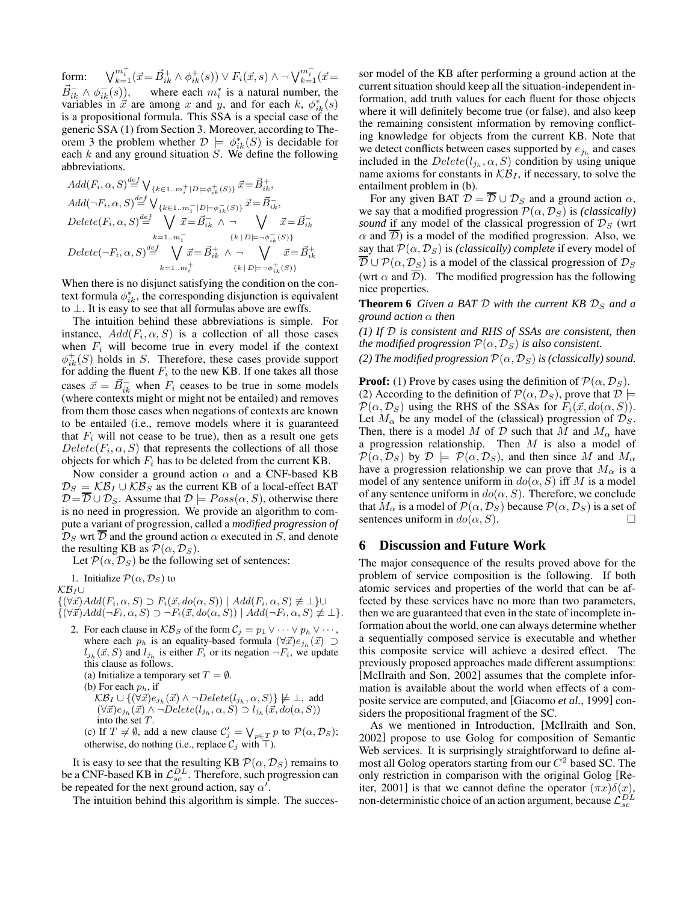form: $\bigvee_{k=1}^{m_i^+}(\vec{x}=\vec{B}_{ik}^+ \wedge \phi_{ik}^+(s)) \vee F_i(\vec{x},s) \wedge \neg \bigvee_{k=1}^{m_i^-}(\vec{x}=\vec{B}_{ik}^- \wedge \phi_{ik}^-(s))$, where each $m_i^*$ is a natural number, the variables in $\vec{x}$ are among $x$ and $y$, and for each $k$, $\phi_{ik}^*(s)$ is a propositional formula. This SSA is a special case of the generic SSA (1) from Section 3. Moreover, according to Theorem 3 the problem whether $\mathcal{D} \models \phi_{ik}^*(S)$ is decidable for each $k$ and any ground situation $S$. We define the following abbreviations.

$$Add(F_i,\alpha,S) \stackrel{def}{=} \bigvee_{\{k\in 1..m_i^+ \mid D\models\phi_{ik}^+(S)\}} \vec{x}=\vec{B}_{ik}^+,$$

$$Add(\neg F_i,\alpha,S) \stackrel{def}{=} \bigvee_{\{k\in 1..m_i^- \mid D\models\phi_{ik}^-(S)\}} \vec{x}=\vec{B}_{ik}^-,$$

$$Delete(F_i,\alpha,S) \stackrel{def}{=} \bigvee_{k=1..m_i^-} \vec{x}=\vec{B}_{ik}^- \wedge \neg \bigvee_{\{k \mid D\models\neg\phi_{ik}^-(S)\}} \vec{x}=\vec{B}_{ik}^-$$

$$Delete(\neg F_i,\alpha,S) \stackrel{def}{=} \bigvee_{k=1..m_i^+} \vec{x}=\vec{B}_{ik}^+ \wedge \neg \bigvee_{\{k \mid D\models\neg\phi_{ik}^+(S)\}} \vec{x}=\vec{B}_{ik}^+$$

When there is no disjunct satisfying the condition on the context formula $\phi_{ik}^*$, the corresponding disjunction is equivalent to $\perp$. It is easy to see that all formulas above are ewffs.

The intuition behind these abbreviations is simple. For instance, $Add(F_i,\alpha,S)$ is a collection of all those cases when $F_i$ will become true in every model if the context $\phi_{ik}^+(S)$ holds in $S$. Therefore, these cases provide support for adding the fluent $F_i$ to the new KB. If one takes all those cases $\vec{x}=\vec{B}_{ik}^-$ when $F_i$ ceases to be true in some models (where contexts might or might not be entailed) and removes from them those cases when negations of contexts are known to be entailed (i.e., remove models where it is guaranteed that $F_i$ will not cease to be true), then as a result one gets $Delete(F_i,\alpha,S)$ that represents the collections of all those objects for which $F_i$ has to be deleted from the current KB.

Now consider a ground action $\alpha$ and a CNF-based KB $\mathcal{D}_S = \mathcal{KB}_I \cup \mathcal{KB}_S$ as the current KB of a local-effect BAT $\mathcal{D}=\overline{\mathcal{D}} \cup \mathcal{D}_S$. Assume that $\mathcal{D} \models Poss(\alpha,S)$, otherwise there is no need in progression. We provide an algorithm to compute a variant of progression, called a ***modified progression of*** $\mathcal{D}_S$ wrt $\overline{\mathcal{D}}$ and the ground action $\alpha$ executed in $S$, and denote the resulting KB as $\mathcal{P}(\alpha,\mathcal{D}_S)$.

Let $\mathcal{P}(\alpha,\mathcal{D}_S)$ be the following set of sentences:

1. Initialize $\mathcal{P}(\alpha,\mathcal{D}_S)$ to

$\mathcal{KB}_I \cup$
$\{(\forall\vec{x})Add(F_i,\alpha,S) \supset F_i(\vec{x},do(\alpha,S)) \mid Add(F_i,\alpha,S) \not\equiv \perp\} \cup$
$\{(\forall\vec{x})Add(\neg F_i,\alpha,S) \supset \neg F_i(\vec{x},do(\alpha,S)) \mid Add(\neg F_i,\alpha,S) \not\equiv \perp\}$.

2. For each clause in $\mathcal{KB}_S$ of the form $\mathcal{C}_j = p_1 \vee \cdots \vee p_h \vee \cdots$, where each $p_h$ is an equality-based formula $(\forall\vec{x})e_{j_h}(\vec{x}) \supset l_{j_h}(\vec{x},S)$ and $l_{j_h}$ is either $F_i$ or its negation $\neg F_i$, we update this clause as follows.
   (a) Initialize a temporary set $T=\emptyset$.
   (b) For each $p_h$, if $\mathcal{KB}_I \cup \{(\forall\vec{x})e_{j_h}(\vec{x}) \wedge \neg Delete(l_{j_h},\alpha,S)\} \not\models \perp$, add $(\forall\vec{x})e_{j_h}(\vec{x}) \wedge \neg Delete(l_{j_h},\alpha,S) \supset l_{j_h}(\vec{x},do(\alpha,S))$ into the set $T$.
   (c) If $T \neq \emptyset$, add a new clause $\mathcal{C}_j' = \bigvee_{p\in T} p$ to $\mathcal{P}(\alpha,\mathcal{D}_S)$; otherwise, do nothing (i.e., replace $\mathcal{C}_j$ with $\top$).

It is easy to see that the resulting KB $\mathcal{P}(\alpha,\mathcal{D}_S)$ remains to be a CNF-based KB in $\mathcal{L}_{sc}^{DL}$. Therefore, such progression can be repeated for the next ground action, say $\alpha'$.

The intuition behind this algorithm is simple. The successor model of the KB after performing a ground action at the current situation should keep all the situation-independent information, add truth values for each fluent for those objects where it will definitely become true (or false), and also keep the remaining consistent information by removing conflicting knowledge for objects from the current KB. Note that we detect conflicts between cases supported by $e_{j_h}$ and cases included in the $Delete(l_{j_h},\alpha,S)$ condition by using unique name axioms for constants in $\mathcal{KB}_I$, if necessary, to solve the entailment problem in (b).

For any given BAT $\mathcal{D}=\overline{\mathcal{D}} \cup \mathcal{D}_S$ and a ground action $\alpha$, we say that a modified progression $\mathcal{P}(\alpha,\mathcal{D}_S)$ is ***(classically) sound*** if any model of the classical progression of $\mathcal{D}_S$ (wrt $\alpha$ and $\overline{\mathcal{D}}$) is a model of the modified progression. Also, we say that $\mathcal{P}(\alpha,\mathcal{D}_S)$ is ***(classically) complete*** if every model of $\overline{\mathcal{D}} \cup \mathcal{P}(\alpha,\mathcal{D}_S)$ is a model of the classical progression of $\mathcal{D}_S$ (wrt $\alpha$ and $\overline{\mathcal{D}}$). The modified progression has the following nice properties.

**Theorem 6** *Given a BAT $\mathcal{D}$ with the current KB $\mathcal{D}_S$ and a ground action $\alpha$ then*

*(1) If $\mathcal{D}$ is consistent and RHS of SSAs are consistent, then the modified progression $\mathcal{P}(\alpha,\mathcal{D}_S)$ is also consistent.*

*(2) The modified progression $\mathcal{P}(\alpha,\mathcal{D}_S)$ is (classically) sound.*

**Proof:** (1) Prove by cases using the definition of $\mathcal{P}(\alpha,\mathcal{D}_S)$.
(2) According to the definition of $\mathcal{P}(\alpha,\mathcal{D}_S)$, prove that $\mathcal{D} \models \mathcal{P}(\alpha,\mathcal{D}_S)$ using the RHS of the SSAs for $F_i(\vec{x},do(\alpha,S))$. Let $M_\alpha$ be any model of the (classical) progression of $\mathcal{D}_S$. Then, there is a model $M$ of $\mathcal{D}$ such that $M$ and $M_\alpha$ have a progression relationship. Then $M$ is also a model of $\mathcal{P}(\alpha,\mathcal{D}_S)$ by $\mathcal{D} \models \mathcal{P}(\alpha,\mathcal{D}_S)$, and then since $M$ and $M_\alpha$ have a progression relationship we can prove that $M_\alpha$ is a model of any sentence uniform in $do(\alpha,S)$ iff $M$ is a model of any sentence uniform in $do(\alpha,S)$. Therefore, we conclude that $M_\alpha$ is a model of $\mathcal{P}(\alpha,\mathcal{D}_S)$ because $\mathcal{P}(\alpha,\mathcal{D}_S)$ is a set of sentences uniform in $do(\alpha,S)$. □

## 6 Discussion and Future Work

The major consequence of the results proved above for the problem of service composition is the following. If both atomic services and properties of the world that can be affected by these services have no more than two parameters, then we are guaranteed that even in the state of incomplete information about the world, one can always determine whether a sequentially composed service is executable and whether this composite service will achieve a desired effect. The previously proposed approaches made different assumptions: [McIlraith and Son, 2002] assumes that the complete information is available about the world when effects of a composite service are computed, and [Giacomo *et al.*, 1999] considers the propositional fragment of the SC.

As we mentioned in Introduction, [McIlraith and Son, 2002] propose to use Golog for composition of Semantic Web services. It is surprisingly straightforward to define almost all Golog operators starting from our $C^2$ based SC. The only restriction in comparison with the original Golog [Reiter, 2001] is that we cannot define the operator $(\pi x)\delta(x)$, non-deterministic choice of an action argument, because $\mathcal{L}_{sc}^{DL}$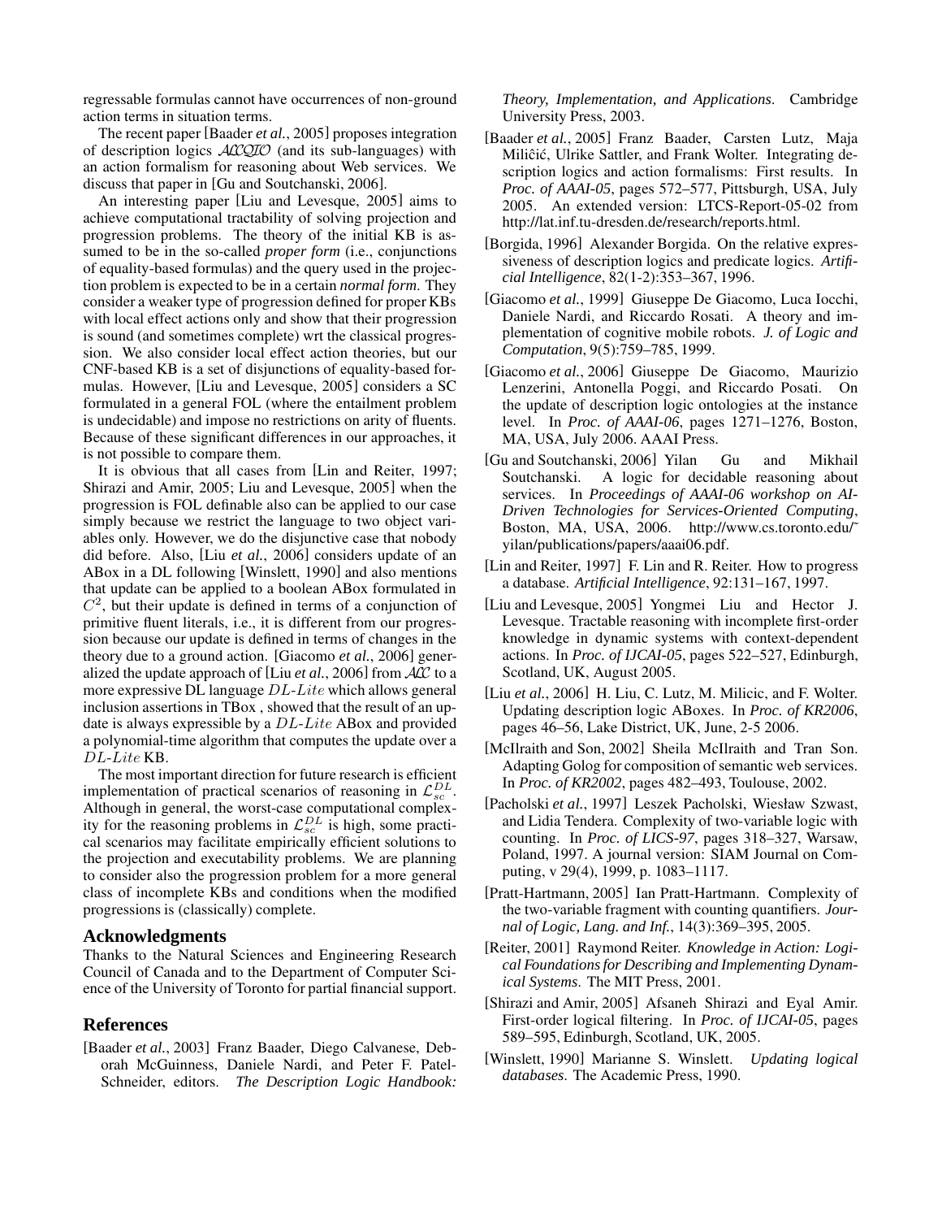regressable formulas cannot have occurrences of non-ground action terms in situation terms.

The recent paper [Baader *et al.*, 2005] proposes integration of description logics $\mathcal{ALCQIO}$ (and its sub-languages) with an action formalism for reasoning about Web services. We discuss that paper in [Gu and Soutchanski, 2006].

An interesting paper [Liu and Levesque, 2005] aims to achieve computational tractability of solving projection and progression problems. The theory of the initial KB is assumed to be in the so-called *proper form* (i.e., conjunctions of equality-based formulas) and the query used in the projection problem is expected to be in a certain *normal form*. They consider a weaker type of progression defined for proper KBs with local effect actions only and show that their progression is sound (and sometimes complete) wrt the classical progression. We also consider local effect action theories, but our CNF-based KB is a set of disjunctions of equality-based formulas. However, [Liu and Levesque, 2005] considers a SC formulated in a general FOL (where the entailment problem is undecidable) and impose no restrictions on arity of fluents. Because of these significant differences in our approaches, it is not possible to compare them.

It is obvious that all cases from [Lin and Reiter, 1997; Shirazi and Amir, 2005; Liu and Levesque, 2005] when the progression is FOL definable also can be applied to our case simply because we restrict the language to two object variables only. However, we do the disjunctive case that nobody did before. Also, [Liu *et al.*, 2006] considers update of an ABox in a DL following [Winslett, 1990] and also mentions that update can be applied to a boolean ABox formulated in $C^2$, but their update is defined in terms of a conjunction of primitive fluent literals, i.e., it is different from our progression because our update is defined in terms of changes in the theory due to a ground action. [Giacomo *et al.*, 2006] generalized the update approach of [Liu *et al.*, 2006] from $\mathcal{ALC}$ to a more expressive DL language $DL\text{-}Lite$ which allows general inclusion assertions in TBox , showed that the result of an update is always expressible by a $DL\text{-}Lite$ ABox and provided a polynomial-time algorithm that computes the update over a $DL\text{-}Lite$ KB.

The most important direction for future research is efficient implementation of practical scenarios of reasoning in $\mathcal{L}_{sc}^{DL}$. Although in general, the worst-case computational complexity for the reasoning problems in $\mathcal{L}_{sc}^{DL}$ is high, some practical scenarios may facilitate empirically efficient solutions to the projection and executability problems. We are planning to consider also the progression problem for a more general class of incomplete KBs and conditions when the modified progressions is (classically) complete.

## Acknowledgments

Thanks to the Natural Sciences and Engineering Research Council of Canada and to the Department of Computer Science of the University of Toronto for partial financial support.

## References

[Baader *et al.*, 2003] Franz Baader, Diego Calvanese, Deborah McGuinness, Daniele Nardi, and Peter F. Patel-Schneider, editors. *The Description Logic Handbook: Theory, Implementation, and Applications*. Cambridge University Press, 2003.

[Baader *et al.*, 2005] Franz Baader, Carsten Lutz, Maja Milićić, Ulrike Sattler, and Frank Wolter. Integrating description logics and action formalisms: First results. In *Proc. of AAAI-05*, pages 572–577, Pittsburgh, USA, July 2005. An extended version: LTCS-Report-05-02 from http://lat.inf.tu-dresden.de/research/reports.html.

[Borgida, 1996] Alexander Borgida. On the relative expressiveness of description logics and predicate logics. *Artificial Intelligence*, 82(1-2):353–367, 1996.

[Giacomo *et al.*, 1999] Giuseppe De Giacomo, Luca Iocchi, Daniele Nardi, and Riccardo Rosati. A theory and implementation of cognitive mobile robots. *J. of Logic and Computation*, 9(5):759–785, 1999.

[Giacomo *et al.*, 2006] Giuseppe De Giacomo, Maurizio Lenzerini, Antonella Poggi, and Riccardo Posati. On the update of description logic ontologies at the instance level. In *Proc. of AAAI-06*, pages 1271–1276, Boston, MA, USA, July 2006. AAAI Press.

[Gu and Soutchanski, 2006] Yilan Gu and Mikhail Soutchanski. A logic for decidable reasoning about services. In *Proceedings of AAAI-06 workshop on AI-Driven Technologies for Services-Oriented Computing*, Boston, MA, USA, 2006. http://www.cs.toronto.edu/~yilan/publications/papers/aaai06.pdf.

[Lin and Reiter, 1997] F. Lin and R. Reiter. How to progress a database. *Artificial Intelligence*, 92:131–167, 1997.

[Liu and Levesque, 2005] Yongmei Liu and Hector J. Levesque. Tractable reasoning with incomplete first-order knowledge in dynamic systems with context-dependent actions. In *Proc. of IJCAI-05*, pages 522–527, Edinburgh, Scotland, UK, August 2005.

[Liu *et al.*, 2006] H. Liu, C. Lutz, M. Milicic, and F. Wolter. Updating description logic ABoxes. In *Proc. of KR2006*, pages 46–56, Lake District, UK, June, 2-5 2006.

[McIlraith and Son, 2002] Sheila McIlraith and Tran Son. Adapting Golog for composition of semantic web services. In *Proc. of KR2002*, pages 482–493, Toulouse, 2002.

[Pacholski *et al.*, 1997] Leszek Pacholski, Wiesław Szwast, and Lidia Tendera. Complexity of two-variable logic with counting. In *Proc. of LICS-97*, pages 318–327, Warsaw, Poland, 1997. A journal version: SIAM Journal on Computing, v 29(4), 1999, p. 1083–1117.

[Pratt-Hartmann, 2005] Ian Pratt-Hartmann. Complexity of the two-variable fragment with counting quantifiers. *Journal of Logic, Lang. and Inf.*, 14(3):369–395, 2005.

[Reiter, 2001] Raymond Reiter. *Knowledge in Action: Logical Foundations for Describing and Implementing Dynamical Systems*. The MIT Press, 2001.

[Shirazi and Amir, 2005] Afsaneh Shirazi and Eyal Amir. First-order logical filtering. In *Proc. of IJCAI-05*, pages 589–595, Edinburgh, Scotland, UK, 2005.

[Winslett, 1990] Marianne S. Winslett. *Updating logical databases*. The Academic Press, 1990.